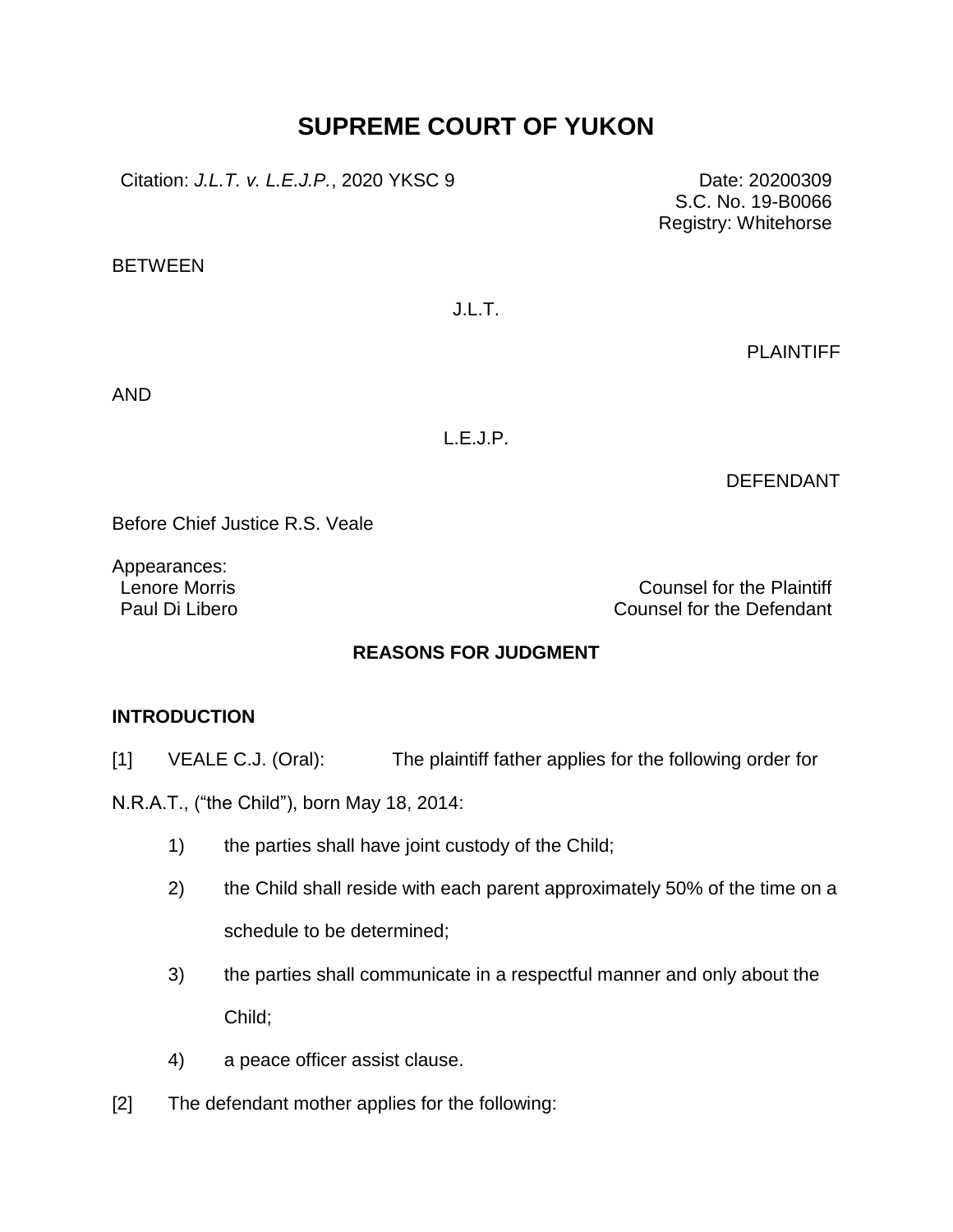# SUPREME COURT OF YUKON

Citation: *J.L.T. v. L.E.J.P.*, 2020 YKSC 9

Date: 20200309
S.C. No. 19-B0066
Registry: Whitehorse

BETWEEN

J.L.T.

PLAINTIFF

AND

L.E.J.P.

DEFENDANT

Before Chief Justice R.S. Veale

Appearances:
Lenore Morris — Counsel for the Plaintiff
Paul Di Libero — Counsel for the Defendant

## REASONS FOR JUDGMENT

### INTRODUCTION

[1] VEALE C.J. (Oral): The plaintiff father applies for the following order for N.R.A.T., ("the Child"), born May 18, 2014:

1) the parties shall have joint custody of the Child;
2) the Child shall reside with each parent approximately 50% of the time on a schedule to be determined;
3) the parties shall communicate in a respectful manner and only about the Child;
4) a peace officer assist clause.

[2] The defendant mother applies for the following: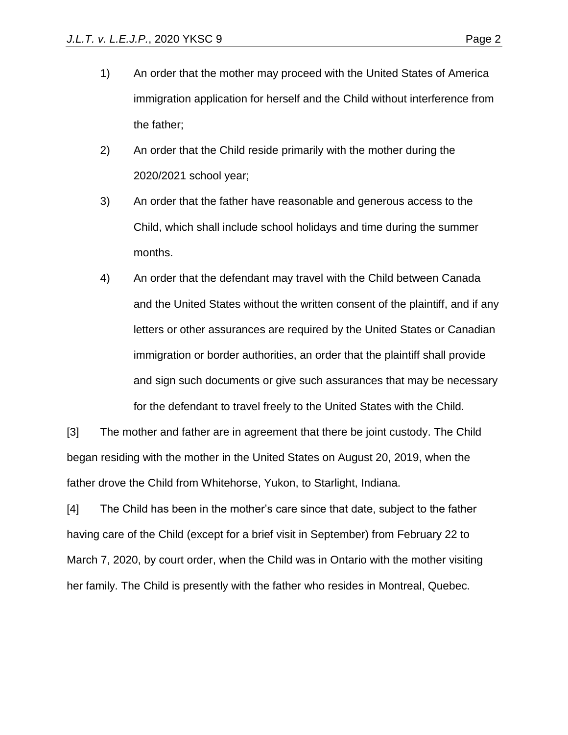1) An order that the mother may proceed with the United States of America immigration application for herself and the Child without interference from the father;

2) An order that the Child reside primarily with the mother during the 2020/2021 school year;

3) An order that the father have reasonable and generous access to the Child, which shall include school holidays and time during the summer months.

4) An order that the defendant may travel with the Child between Canada and the United States without the written consent of the plaintiff, and if any letters or other assurances are required by the United States or Canadian immigration or border authorities, an order that the plaintiff shall provide and sign such documents or give such assurances that may be necessary for the defendant to travel freely to the United States with the Child.

[3] The mother and father are in agreement that there be joint custody. The Child began residing with the mother in the United States on August 20, 2019, when the father drove the Child from Whitehorse, Yukon, to Starlight, Indiana.

[4] The Child has been in the mother's care since that date, subject to the father having care of the Child (except for a brief visit in September) from February 22 to March 7, 2020, by court order, when the Child was in Ontario with the mother visiting her family. The Child is presently with the father who resides in Montreal, Quebec.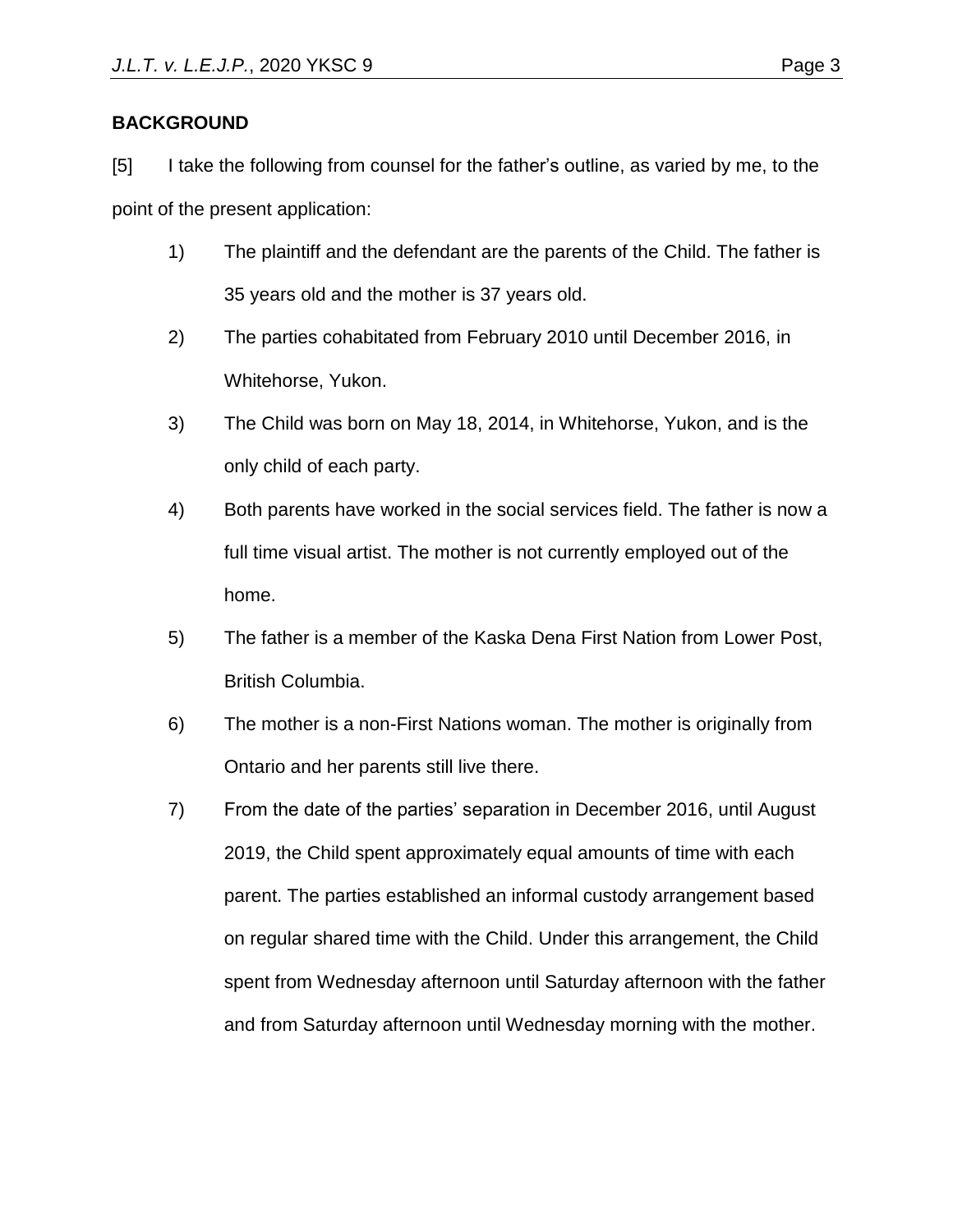## BACKGROUND

[5] I take the following from counsel for the father's outline, as varied by me, to the point of the present application:

1) The plaintiff and the defendant are the parents of the Child. The father is 35 years old and the mother is 37 years old.

2) The parties cohabitated from February 2010 until December 2016, in Whitehorse, Yukon.

3) The Child was born on May 18, 2014, in Whitehorse, Yukon, and is the only child of each party.

4) Both parents have worked in the social services field. The father is now a full time visual artist. The mother is not currently employed out of the home.

5) The father is a member of the Kaska Dena First Nation from Lower Post, British Columbia.

6) The mother is a non-First Nations woman. The mother is originally from Ontario and her parents still live there.

7) From the date of the parties' separation in December 2016, until August 2019, the Child spent approximately equal amounts of time with each parent. The parties established an informal custody arrangement based on regular shared time with the Child. Under this arrangement, the Child spent from Wednesday afternoon until Saturday afternoon with the father and from Saturday afternoon until Wednesday morning with the mother.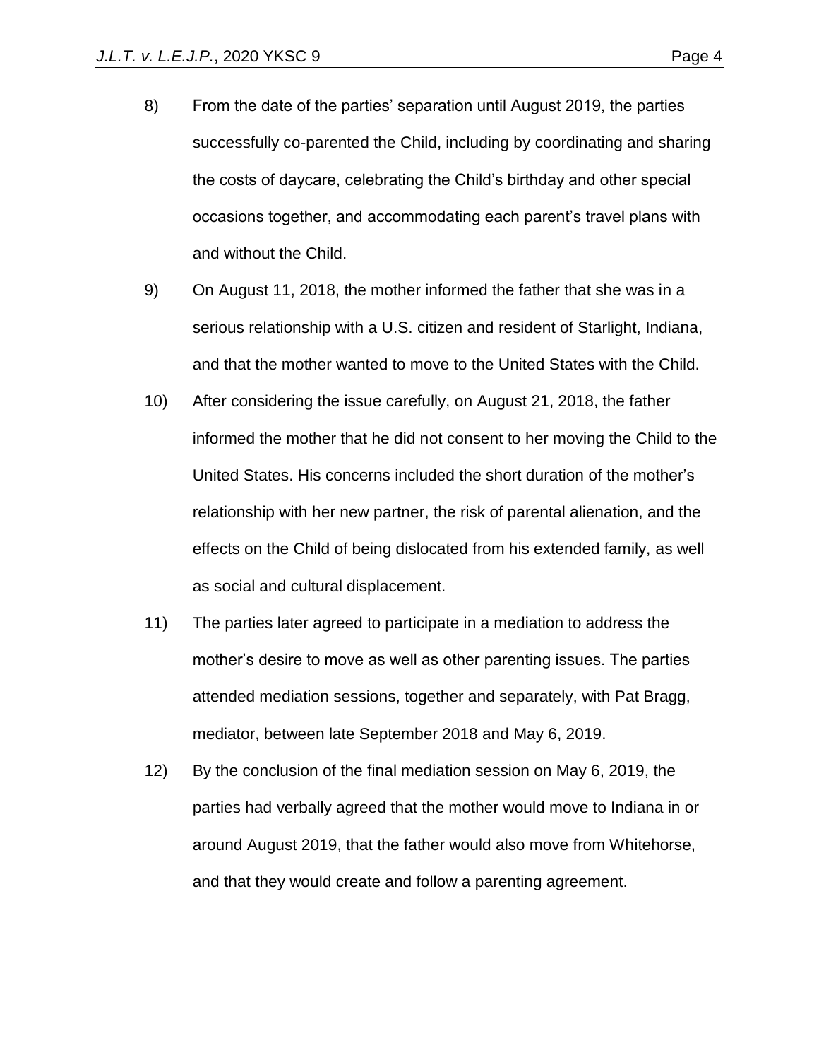8) From the date of the parties' separation until August 2019, the parties successfully co-parented the Child, including by coordinating and sharing the costs of daycare, celebrating the Child's birthday and other special occasions together, and accommodating each parent's travel plans with and without the Child.

9) On August 11, 2018, the mother informed the father that she was in a serious relationship with a U.S. citizen and resident of Starlight, Indiana, and that the mother wanted to move to the United States with the Child.

10) After considering the issue carefully, on August 21, 2018, the father informed the mother that he did not consent to her moving the Child to the United States. His concerns included the short duration of the mother's relationship with her new partner, the risk of parental alienation, and the effects on the Child of being dislocated from his extended family, as well as social and cultural displacement.

11) The parties later agreed to participate in a mediation to address the mother's desire to move as well as other parenting issues. The parties attended mediation sessions, together and separately, with Pat Bragg, mediator, between late September 2018 and May 6, 2019.

12) By the conclusion of the final mediation session on May 6, 2019, the parties had verbally agreed that the mother would move to Indiana in or around August 2019, that the father would also move from Whitehorse, and that they would create and follow a parenting agreement.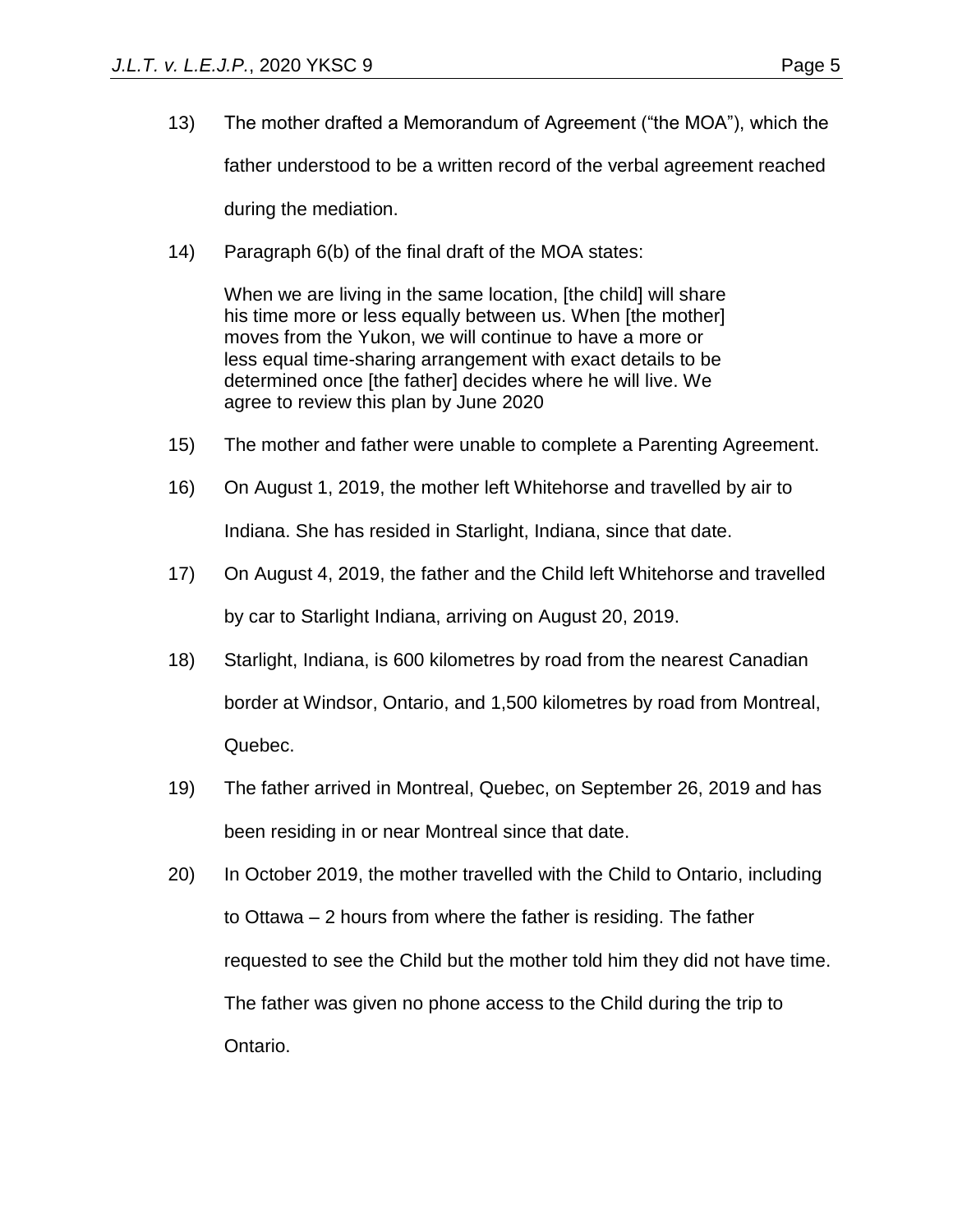13) The mother drafted a Memorandum of Agreement ("the MOA"), which the father understood to be a written record of the verbal agreement reached during the mediation.

14) Paragraph 6(b) of the final draft of the MOA states:

> When we are living in the same location, [the child] will share his time more or less equally between us. When [the mother] moves from the Yukon, we will continue to have a more or less equal time-sharing arrangement with exact details to be determined once [the father] decides where he will live. We agree to review this plan by June 2020

15) The mother and father were unable to complete a Parenting Agreement.

16) On August 1, 2019, the mother left Whitehorse and travelled by air to Indiana. She has resided in Starlight, Indiana, since that date.

17) On August 4, 2019, the father and the Child left Whitehorse and travelled by car to Starlight Indiana, arriving on August 20, 2019.

18) Starlight, Indiana, is 600 kilometres by road from the nearest Canadian border at Windsor, Ontario, and 1,500 kilometres by road from Montreal, Quebec.

19) The father arrived in Montreal, Quebec, on September 26, 2019 and has been residing in or near Montreal since that date.

20) In October 2019, the mother travelled with the Child to Ontario, including to Ottawa – 2 hours from where the father is residing. The father requested to see the Child but the mother told him they did not have time. The father was given no phone access to the Child during the trip to Ontario.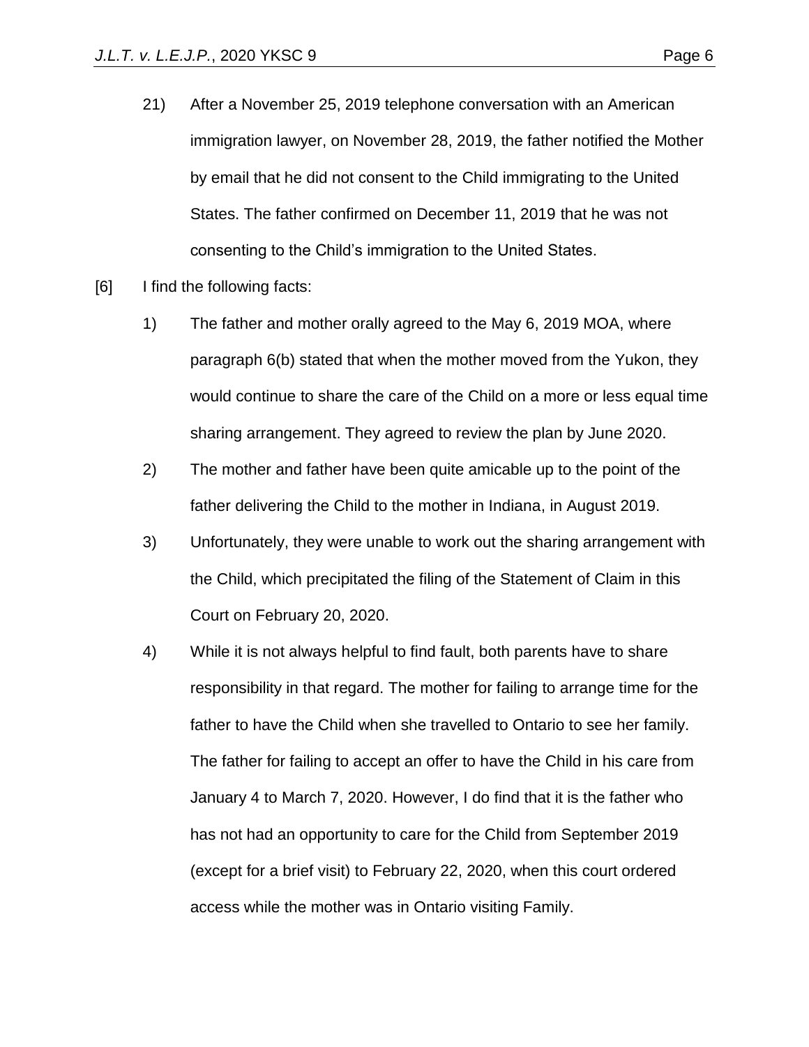21) After a November 25, 2019 telephone conversation with an American immigration lawyer, on November 28, 2019, the father notified the Mother by email that he did not consent to the Child immigrating to the United States. The father confirmed on December 11, 2019 that he was not consenting to the Child's immigration to the United States.

[6] I find the following facts:

1) The father and mother orally agreed to the May 6, 2019 MOA, where paragraph 6(b) stated that when the mother moved from the Yukon, they would continue to share the care of the Child on a more or less equal time sharing arrangement. They agreed to review the plan by June 2020.

2) The mother and father have been quite amicable up to the point of the father delivering the Child to the mother in Indiana, in August 2019.

3) Unfortunately, they were unable to work out the sharing arrangement with the Child, which precipitated the filing of the Statement of Claim in this Court on February 20, 2020.

4) While it is not always helpful to find fault, both parents have to share responsibility in that regard. The mother for failing to arrange time for the father to have the Child when she travelled to Ontario to see her family. The father for failing to accept an offer to have the Child in his care from January 4 to March 7, 2020. However, I do find that it is the father who has not had an opportunity to care for the Child from September 2019 (except for a brief visit) to February 22, 2020, when this court ordered access while the mother was in Ontario visiting Family.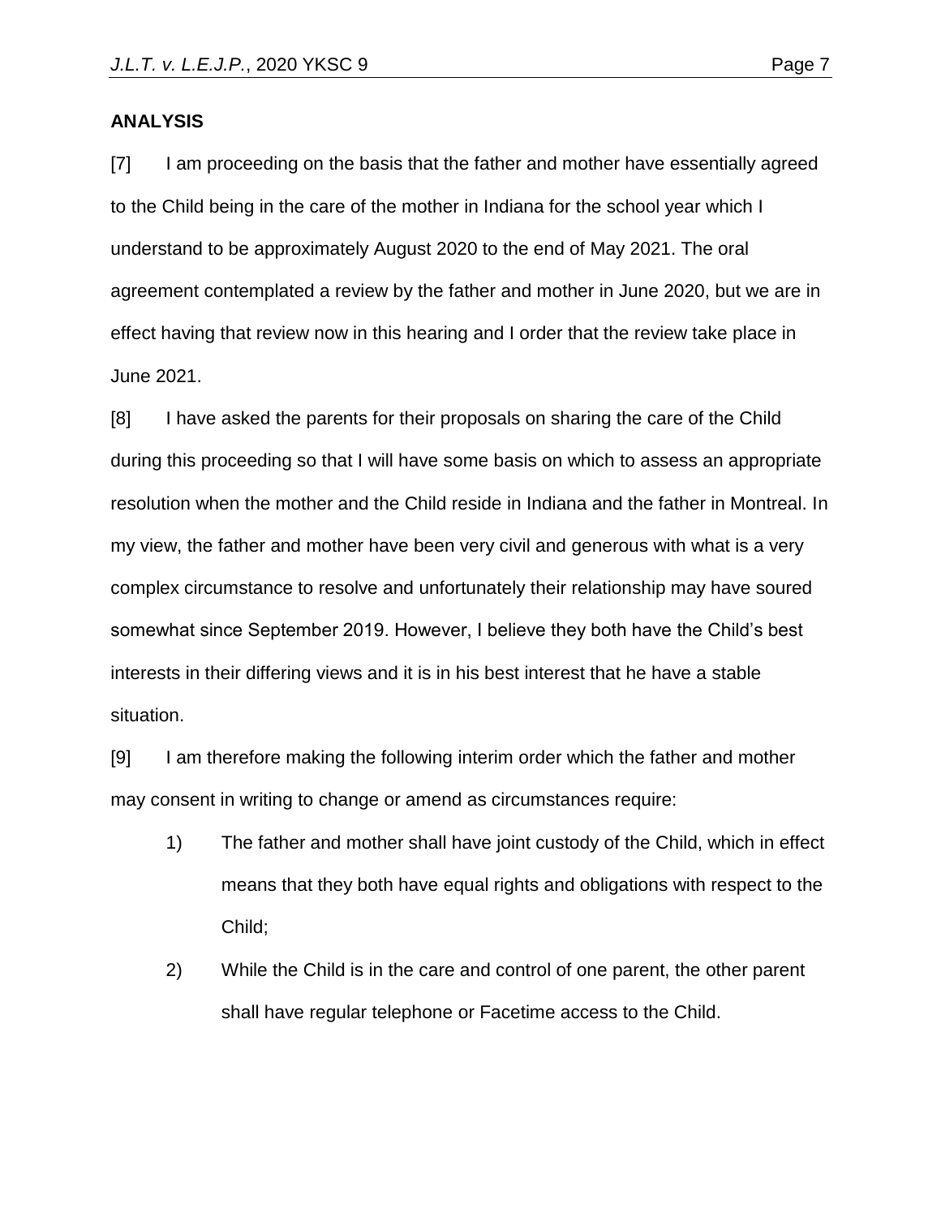## ANALYSIS

[7] I am proceeding on the basis that the father and mother have essentially agreed to the Child being in the care of the mother in Indiana for the school year which I understand to be approximately August 2020 to the end of May 2021. The oral agreement contemplated a review by the father and mother in June 2020, but we are in effect having that review now in this hearing and I order that the review take place in June 2021.

[8] I have asked the parents for their proposals on sharing the care of the Child during this proceeding so that I will have some basis on which to assess an appropriate resolution when the mother and the Child reside in Indiana and the father in Montreal. In my view, the father and mother have been very civil and generous with what is a very complex circumstance to resolve and unfortunately their relationship may have soured somewhat since September 2019. However, I believe they both have the Child's best interests in their differing views and it is in his best interest that he have a stable situation.

[9] I am therefore making the following interim order which the father and mother may consent in writing to change or amend as circumstances require:

1) The father and mother shall have joint custody of the Child, which in effect means that they both have equal rights and obligations with respect to the Child;

2) While the Child is in the care and control of one parent, the other parent shall have regular telephone or Facetime access to the Child.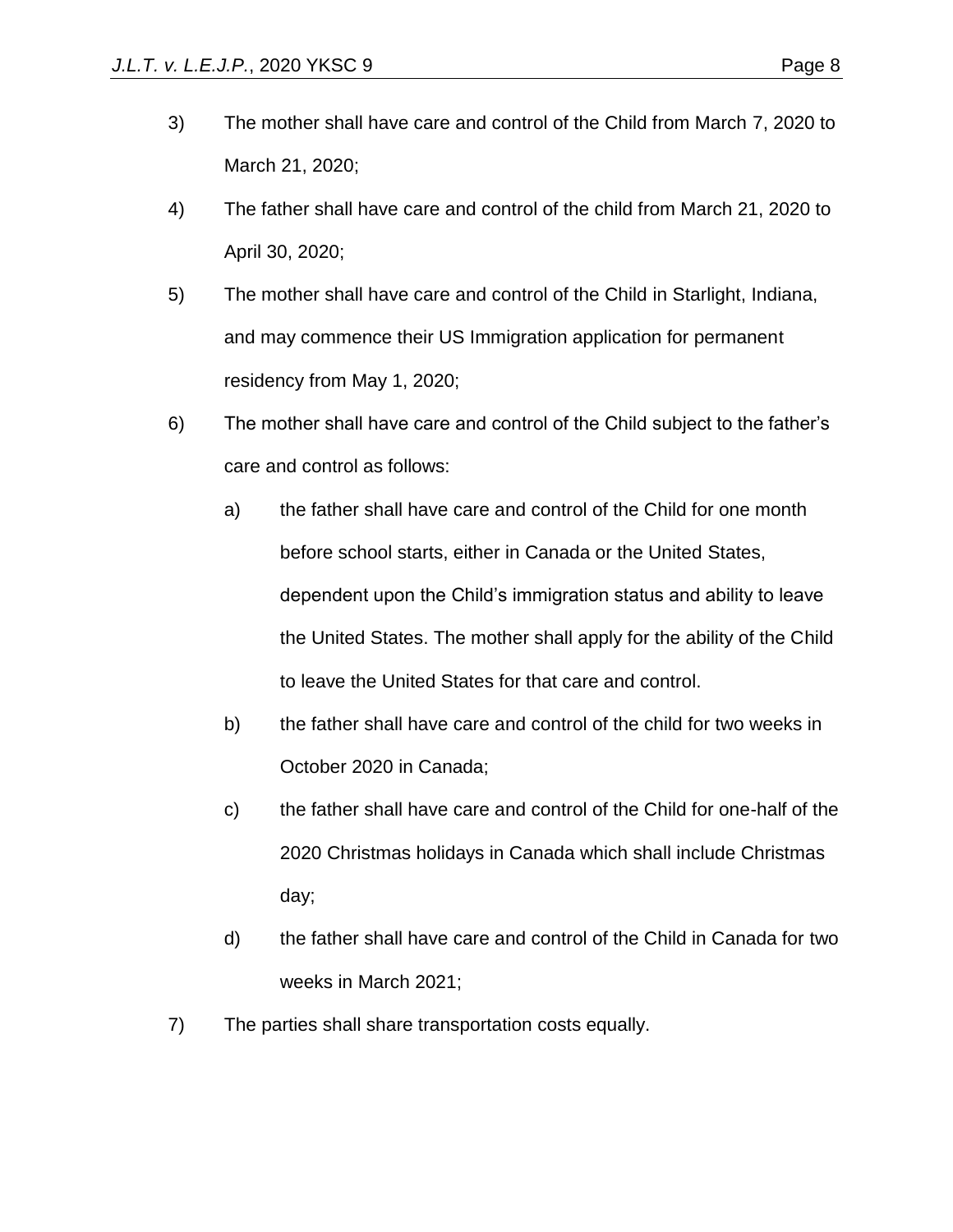3) The mother shall have care and control of the Child from March 7, 2020 to March 21, 2020;

4) The father shall have care and control of the child from March 21, 2020 to April 30, 2020;

5) The mother shall have care and control of the Child in Starlight, Indiana, and may commence their US Immigration application for permanent residency from May 1, 2020;

6) The mother shall have care and control of the Child subject to the father's care and control as follows:

   a) the father shall have care and control of the Child for one month before school starts, either in Canada or the United States, dependent upon the Child's immigration status and ability to leave the United States. The mother shall apply for the ability of the Child to leave the United States for that care and control.

   b) the father shall have care and control of the child for two weeks in October 2020 in Canada;

   c) the father shall have care and control of the Child for one-half of the 2020 Christmas holidays in Canada which shall include Christmas day;

   d) the father shall have care and control of the Child in Canada for two weeks in March 2021;

7) The parties shall share transportation costs equally.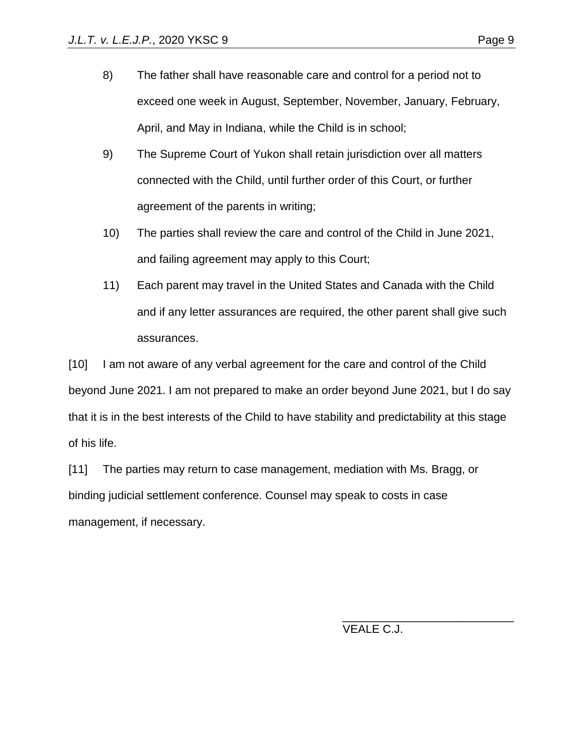8) The father shall have reasonable care and control for a period not to exceed one week in August, September, November, January, February, April, and May in Indiana, while the Child is in school;

9) The Supreme Court of Yukon shall retain jurisdiction over all matters connected with the Child, until further order of this Court, or further agreement of the parents in writing;

10) The parties shall review the care and control of the Child in June 2021, and failing agreement may apply to this Court;

11) Each parent may travel in the United States and Canada with the Child and if any letter assurances are required, the other parent shall give such assurances.

[10] I am not aware of any verbal agreement for the care and control of the Child beyond June 2021. I am not prepared to make an order beyond June 2021, but I do say that it is in the best interests of the Child to have stability and predictability at this stage of his life.

[11] The parties may return to case management, mediation with Ms. Bragg, or binding judicial settlement conference. Counsel may speak to costs in case management, if necessary.

___________________________
VEALE C.J.